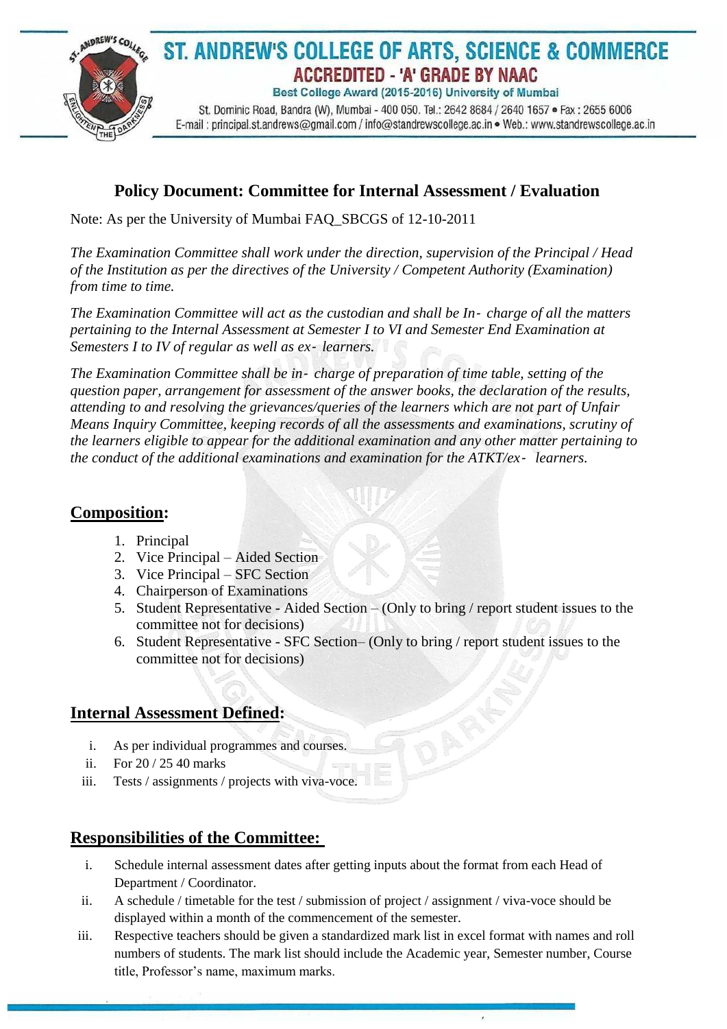# ST. ANDREW'S COLLEGE OF ARTS, SCIENCE & COMMERCE

**ACCREDITED - 'A' GRADE BY NAAC**

Best College Award (2015-2016) University of Mumbai

St. Dominic Road, Bandra (W), Mumbai - 400 050. Tel.: 2642 8684 / 2640 1657 • Fax : 2655 6006
E-mail : principal.st.andrews@gmail.com / info@standrewscollege.ac.in • Web.: www.standrewscollege.ac.in

## Policy Document: Committee for Internal Assessment / Evaluation

Note: As per the University of Mumbai FAQ_SBCGS of 12-10-2011

*The Examination Committee shall work under the direction, supervision of the Principal / Head of the Institution as per the directives of the University / Competent Authority (Examination) from time to time.*

*The Examination Committee will act as the custodian and shall be In- charge of all the matters pertaining to the Internal Assessment at Semester I to VI and Semester End Examination at Semesters I to IV of regular as well as ex- learners.*

*The Examination Committee shall be in- charge of preparation of time table, setting of the question paper, arrangement for assessment of the answer books, the declaration of the results, attending to and resolving the grievances/queries of the learners which are not part of Unfair Means Inquiry Committee, keeping records of all the assessments and examinations, scrutiny of the learners eligible to appear for the additional examination and any other matter pertaining to the conduct of the additional examinations and examination for the ATKT/ex- learners.*

### Composition:

1. Principal
2. Vice Principal – Aided Section
3. Vice Principal – SFC Section
4. Chairperson of Examinations
5. Student Representative - Aided Section – (Only to bring / report student issues to the committee not for decisions)
6. Student Representative - SFC Section– (Only to bring / report student issues to the committee not for decisions)

### Internal Assessment Defined:

i. As per individual programmes and courses.
ii. For 20 / 25 40 marks
iii. Tests / assignments / projects with viva-voce.

### Responsibilities of the Committee:

i. Schedule internal assessment dates after getting inputs about the format from each Head of Department / Coordinator.
ii. A schedule / timetable for the test / submission of project / assignment / viva-voce should be displayed within a month of the commencement of the semester.
iii. Respective teachers should be given a standardized mark list in excel format with names and roll numbers of students. The mark list should include the Academic year, Semester number, Course title, Professor's name, maximum marks.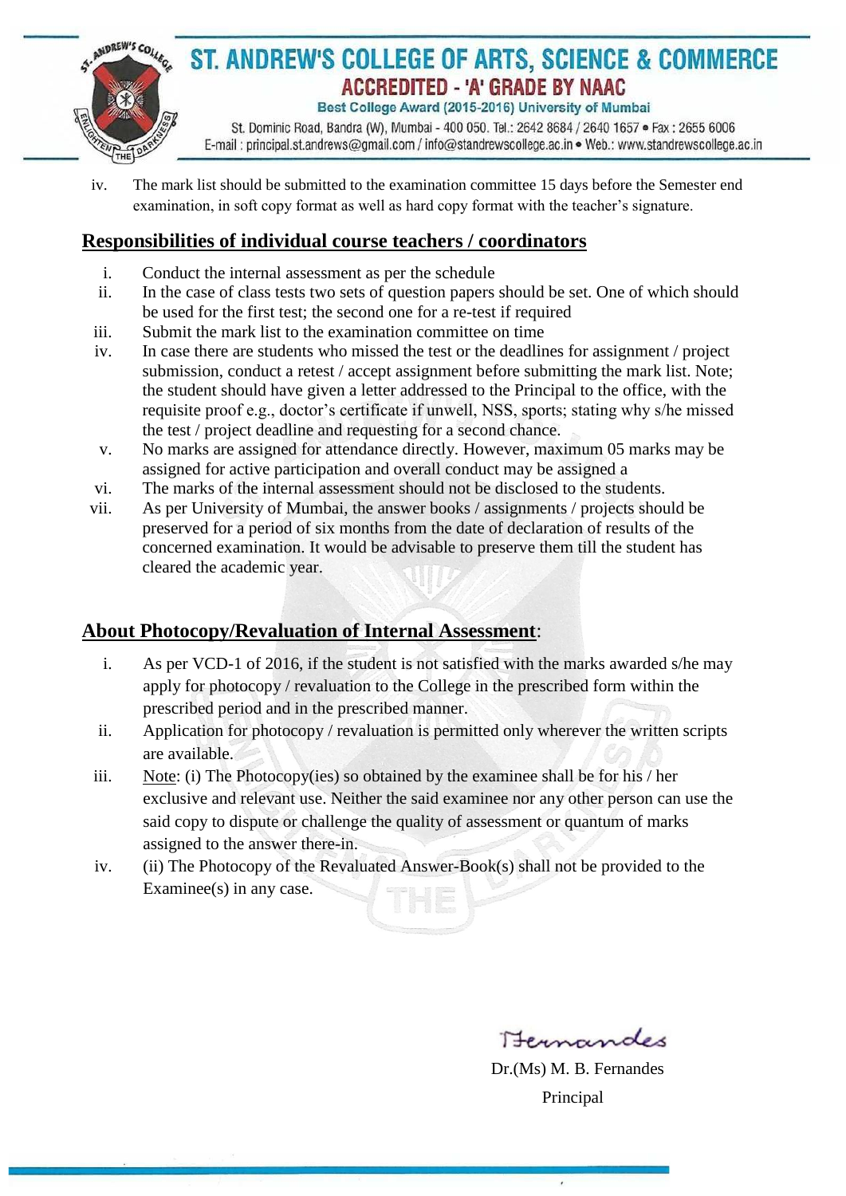iv. The mark list should be submitted to the examination committee 15 days before the Semester end examination, in soft copy format as well as hard copy format with the teacher's signature.

## Responsibilities of individual course teachers / coordinators

i. Conduct the internal assessment as per the schedule
ii. In the case of class tests two sets of question papers should be set. One of which should be used for the first test; the second one for a re-test if required
iii. Submit the mark list to the examination committee on time
iv. In case there are students who missed the test or the deadlines for assignment / project submission, conduct a retest / accept assignment before submitting the mark list. Note; the student should have given a letter addressed to the Principal to the office, with the requisite proof e.g., doctor's certificate if unwell, NSS, sports; stating why s/he missed the test / project deadline and requesting for a second chance.
v. No marks are assigned for attendance directly. However, maximum 05 marks may be assigned for active participation and overall conduct may be assigned a
vi. The marks of the internal assessment should not be disclosed to the students.
vii. As per University of Mumbai, the answer books / assignments / projects should be preserved for a period of six months from the date of declaration of results of the concerned examination. It would be advisable to preserve them till the student has cleared the academic year.

## About Photocopy/Revaluation of Internal Assessment:

i. As per VCD-1 of 2016, if the student is not satisfied with the marks awarded s/he may apply for photocopy / revaluation to the College in the prescribed form within the prescribed period and in the prescribed manner.
ii. Application for photocopy / revaluation is permitted only wherever the written scripts are available.
iii. Note: (i) The Photocopy(ies) so obtained by the examinee shall be for his / her exclusive and relevant use. Neither the said examinee nor any other person can use the said copy to dispute or challenge the quality of assessment or quantum of marks assigned to the answer there-in.
iv. (ii) The Photocopy of the Revaluated Answer-Book(s) shall not be provided to the Examinee(s) in any case.

Fernandes

Dr.(Ms) M. B. Fernandes

Principal